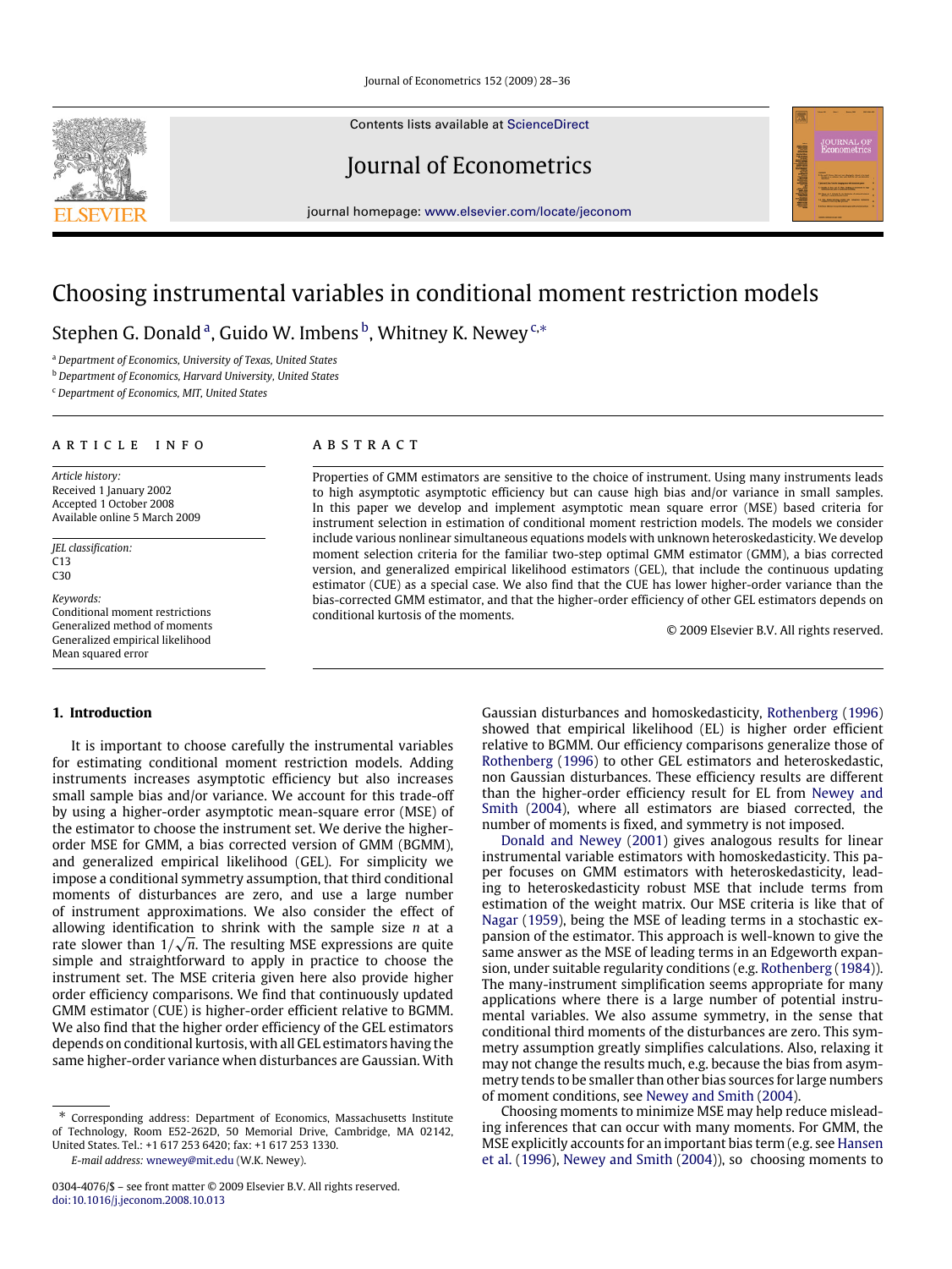# Choosing instrumental variables in conditional moment restriction models

Stephen G. Donald [a], Guido W. Imbens [b], Whitney K. Newey [c,*]

[a] Department of Economics, University of Texas, United States

[b] Department of Economics, Harvard University, United States

[c] Department of Economics, MIT, United States

**ARTICLE INFO**

*Article history:*
Received 1 January 2002
Accepted 1 October 2008
Available online 5 March 2009

*JEL classification:*
C13
C30

*Keywords:*
Conditional moment restrictions
Generalized method of moments
Generalized empirical likelihood
Mean squared error

**ABSTRACT**

Properties of GMM estimators are sensitive to the choice of instrument. Using many instruments leads to high asymptotic asymptotic efficiency but can cause high bias and/or variance in small samples. In this paper we develop and implement asymptotic mean square error (MSE) based criteria for instrument selection in estimation of conditional moment restriction models. The models we consider include various nonlinear simultaneous equations models with unknown heteroskedasticity. We develop moment selection criteria for the familiar two-step optimal GMM estimator (GMM), a bias corrected version, and generalized empirical likelihood estimators (GEL), that include the continuous updating estimator (CUE) as a special case. We also find that the CUE has lower higher-order variance than the bias-corrected GMM estimator, and that the higher-order efficiency of other GEL estimators depends on conditional kurtosis of the moments.

© 2009 Elsevier B.V. All rights reserved.

## 1. Introduction

It is important to choose carefully the instrumental variables for estimating conditional moment restriction models. Adding instruments increases asymptotic efficiency but also increases small sample bias and/or variance. We account for this trade-off by using a higher-order asymptotic mean-square error (MSE) of the estimator to choose the instrument set. We derive the higher-order MSE for GMM, a bias corrected version of GMM (BGMM), and generalized empirical likelihood (GEL). For simplicity we impose a conditional symmetry assumption, that third conditional moments of disturbances are zero, and use a large number of instrument approximations. We also consider the effect of allowing identification to shrink with the sample size $n$ at a rate slower than $1/\sqrt{n}$. The resulting MSE expressions are quite simple and straightforward to apply in practice to choose the instrument set. The MSE criteria given here also provide higher order efficiency comparisons. We find that continuously updated GMM estimator (CUE) is higher-order efficient relative to BGMM. We also find that the higher order efficiency of the GEL estimators depends on conditional kurtosis, with all GEL estimators having the same higher-order variance when disturbances are Gaussian. With Gaussian disturbances and homoskedasticity, Rothenberg (1996) showed that empirical likelihood (EL) is higher order efficient relative to BGMM. Our efficiency comparisons generalize those of Rothenberg (1996) to other GEL estimators and heteroskedastic, non Gaussian disturbances. These efficiency results are different than the higher-order efficiency result for EL from Newey and Smith (2004), where all estimators are biased corrected, the number of moments is fixed, and symmetry is not imposed.

Donald and Newey (2001) gives analogous results for linear instrumental variable estimators with homoskedasticity. This paper focuses on GMM estimators with heteroskedasticity, leading to heteroskedasticity robust MSE that include terms from estimation of the weight matrix. Our MSE criteria is like that of Nagar (1959), being the MSE of leading terms in a stochastic expansion of the estimator. This approach is well-known to give the same answer as the MSE of leading terms in an Edgeworth expansion, under suitable regularity conditions (e.g. Rothenberg (1984)). The many-instrument simplification seems appropriate for many applications where there is a large number of potential instrumental variables. We also assume symmetry, in the sense that conditional third moments of the disturbances are zero. This symmetry assumption greatly simplifies calculations. Also, relaxing it may not change the results much, e.g. because the bias from asymmetry tends to be smaller than other bias sources for large numbers of moment conditions, see Newey and Smith (2004).

Choosing moments to minimize MSE may help reduce misleading inferences that can occur with many moments. For GMM, the MSE explicitly accounts for an important bias term (e.g. see Hansen et al. (1996), Newey and Smith (2004)), so choosing moments to

---

* Corresponding address: Department of Economics, Massachusetts Institute of Technology, Room E52-262D, 50 Memorial Drive, Cambridge, MA 02142, United States. Tel.: +1 617 253 6420; fax: +1 617 253 1330.

*E-mail address:* wnewey@mit.edu (W.K. Newey).

0304-4076/$ – see front matter © 2009 Elsevier B.V. All rights reserved.
doi:10.1016/j.jeconom.2008.10.013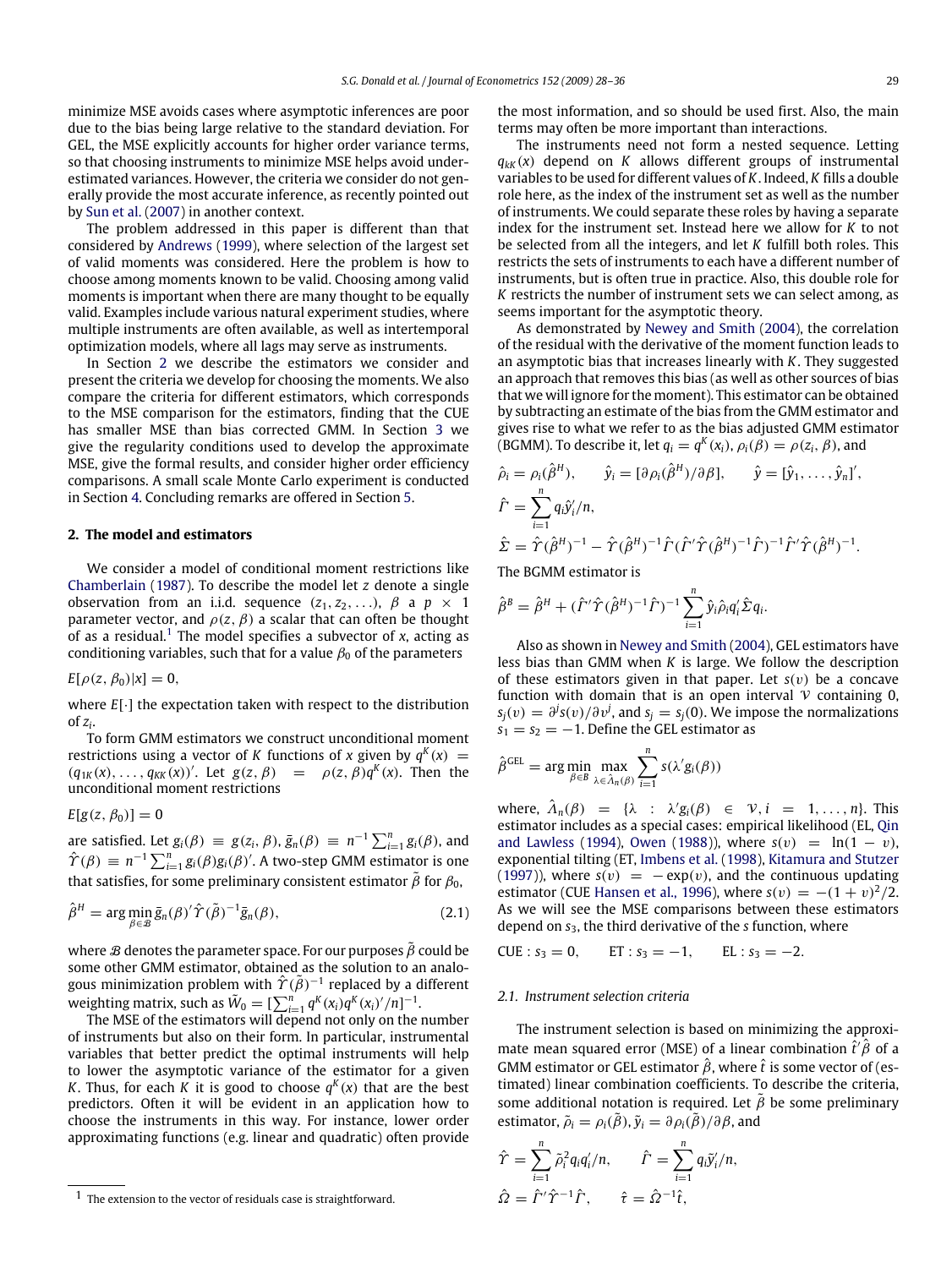minimize MSE avoids cases where asymptotic inferences are poor due to the bias being large relative to the standard deviation. For GEL, the MSE explicitly accounts for higher order variance terms, so that choosing instruments to minimize MSE helps avoid underestimated variances. However, the criteria we consider do not generally provide the most accurate inference, as recently pointed out by Sun et al. (2007) in another context.

The problem addressed in this paper is different than that considered by Andrews (1999), where selection of the largest set of valid moments was considered. Here the problem is how to choose among moments known to be valid. Choosing among valid moments is important when there are many thought to be equally valid. Examples include various natural experiment studies, where multiple instruments are often available, as well as intertemporal optimization models, where all lags may serve as instruments.

In Section 2 we describe the estimators we consider and present the criteria we develop for choosing the moments. We also compare the criteria for different estimators, which corresponds to the MSE comparison for the estimators, finding that the CUE has smaller MSE than bias corrected GMM. In Section 3 we give the regularity conditions used to develop the approximate MSE, give the formal results, and consider higher order efficiency comparisons. A small scale Monte Carlo experiment is conducted in Section 4. Concluding remarks are offered in Section 5.

## 2. The model and estimators

We consider a model of conditional moment restrictions like Chamberlain (1987). To describe the model let $z$ denote a single observation from an i.i.d. sequence $(z_1, z_2, \ldots)$, $\beta$ a $p \times 1$ parameter vector, and $\rho(z, \beta)$ a scalar that can often be thought of as a residual.[1] The model specifies a subvector of $x$, acting as conditioning variables, such that for a value $\beta_0$ of the parameters

$$E[\rho(z, \beta_0)|x] = 0,$$

where $E[\cdot]$ the expectation taken with respect to the distribution of $z_i$.

To form GMM estimators we construct unconditional moment restrictions using a vector of $K$ functions of $x$ given by $q^K(x) = (q_{1K}(x), \ldots, q_{KK}(x))'$. Let $g(z, \beta) = \rho(z, \beta)q^K(x)$. Then the unconditional moment restrictions

$$E[g(z, \beta_0)] = 0$$

are satisfied. Let $g_i(\beta) \equiv g(z_i, \beta)$, $\bar{g}_n(\beta) \equiv n^{-1}\sum_{i=1}^n g_i(\beta)$, and $\hat{\Upsilon}(\beta) \equiv n^{-1}\sum_{i=1}^n g_i(\beta)g_i(\beta)'$. A two-step GMM estimator is one that satisfies, for some preliminary consistent estimator $\tilde{\beta}$ for $\beta_0$,

$$\hat{\beta}^H = \arg\min_{\beta \in \mathcal{B}} \bar{g}_n(\beta)'\hat{\Upsilon}(\tilde{\beta})^{-1}\bar{g}_n(\beta), \tag{2.1}$$

where $\mathcal{B}$ denotes the parameter space. For our purposes $\tilde{\beta}$ could be some other GMM estimator, obtained as the solution to an analogous minimization problem with $\hat{\Upsilon}(\tilde{\beta})^{-1}$ replaced by a different weighting matrix, such as $\bar{W}_0 = [\sum_{i=1}^n q^K(x_i)q^K(x_i)'/n]^{-1}$.

The MSE of the estimators will depend not only on the number of instruments but also on their form. In particular, instrumental variables that better predict the optimal instruments will help to lower the asymptotic variance of the estimator for a given $K$. Thus, for each $K$ it is good to choose $q^K(x)$ that are the best predictors. Often it will be evident in an application how to choose the instruments in this way. For instance, lower order approximating functions (e.g. linear and quadratic) often provide the most information, and so should be used first. Also, the main terms may often be more important than interactions.

The instruments need not form a nested sequence. Letting $q_{kK}(x)$ depend on $K$ allows different groups of instrumental variables to be used for different values of $K$. Indeed, $K$ fills a double role here, as the index of the instrument set as well as the number of instruments. We could separate these roles by having a separate index for the instrument set. Instead here we allow for $K$ to not be selected from all the integers, and let $K$ fulfill both roles. This restricts the sets of instruments to each have a different number of instruments, but is often true in practice. Also, this double role for $K$ restricts the number of instrument sets we can select among, as seems important for the asymptotic theory.

As demonstrated by Newey and Smith (2004), the correlation of the residual with the derivative of the moment function leads to an asymptotic bias that increases linearly with $K$. They suggested an approach that removes this bias (as well as other sources of bias that we will ignore for the moment). This estimator can be obtained by subtracting an estimate of the bias from the GMM estimator and gives rise to what we refer to as the bias adjusted GMM estimator (BGMM). To describe it, let $q_i = q^K(x_i)$, $\rho_i(\beta) = \rho(z_i, \beta)$, and

$$\hat{\rho}_i = \rho_i(\hat{\beta}^H), \qquad \hat{y}_i = [\partial\rho_i(\hat{\beta}^H)/\partial\beta], \qquad \hat{y} = [\hat{y}_1, \ldots, \hat{y}_n]',$$

$$\hat{\Gamma} = \sum_{i=1}^n q_i\hat{y}_i'/n,$$

$$\hat{\Sigma} = \hat{\Upsilon}(\hat{\beta}^H)^{-1} - \hat{\Upsilon}(\hat{\beta}^H)^{-1}\hat{\Gamma}(\hat{\Gamma}'\hat{\Upsilon}(\hat{\beta}^H)^{-1}\hat{\Gamma})^{-1}\hat{\Gamma}'\hat{\Upsilon}(\hat{\beta}^H)^{-1}.$$

The BGMM estimator is

$$\hat{\beta}^B = \hat{\beta}^H + (\hat{\Gamma}'\hat{\Upsilon}(\hat{\beta}^H)^{-1}\hat{\Gamma})^{-1}\sum_{i=1}^n \hat{y}_i\hat{\rho}_i q_i'\hat{\Sigma}q_i.$$

Also as shown in Newey and Smith (2004), GEL estimators have less bias than GMM when $K$ is large. We follow the description of these estimators given in that paper. Let $s(v)$ be a concave function with domain that is an open interval $\mathcal{V}$ containing 0, $s_j(v) = \partial^j s(v)/\partial v^j$, and $s_j = s_j(0)$. We impose the normalizations $s_1 = s_2 = -1$. Define the GEL estimator as

$$\hat{\beta}^{\text{GEL}} = \arg\min_{\beta \in \mathcal{B}} \max_{\lambda \in \hat{\Lambda}_n(\beta)} \sum_{i=1}^n s(\lambda' g_i(\beta))$$

where, $\hat{\Lambda}_n(\beta) = \{\lambda : \lambda' g_i(\beta) \in \mathcal{V}, i = 1, \ldots, n\}$. This estimator includes as a special cases: empirical likelihood (EL, Qin and Lawless (1994), Owen (1988)), where $s(v) = \ln(1 - v)$, exponential tilting (ET, Imbens et al. (1998), Kitamura and Stutzer (1997)), where $s(v) = -\exp(v)$, and the continuous updating estimator (CUE Hansen et al., 1996), where $s(v) = -(1 + v)^2/2$. As we will see the MSE comparisons between these estimators depend on $s_3$, the third derivative of the $s$ function, where

$$\text{CUE}: s_3 = 0, \qquad \text{ET}: s_3 = -1, \qquad \text{EL}: s_3 = -2.$$

### 2.1. Instrument selection criteria

The instrument selection is based on minimizing the approximate mean squared error (MSE) of a linear combination $\hat{t}'\hat{\beta}$ of a GMM estimator or GEL estimator $\hat{\beta}$, where $\hat{t}$ is some vector of (estimated) linear combination coefficients. To describe the criteria, some additional notation is required. Let $\tilde{\beta}$ be some preliminary estimator, $\tilde{\rho}_i = \rho_i(\tilde{\beta})$, $\tilde{y}_i = \partial\rho_i(\tilde{\beta})/\partial\beta$, and

$$\hat{\Upsilon} = \sum_{i=1}^n \tilde{\rho}_i^2 q_i q_i'/n, \qquad \hat{\Gamma} = \sum_{i=1}^n q_i\tilde{y}_i'/n,$$

$$\hat{\Omega} = \hat{\Gamma}'\hat{\Upsilon}^{-1}\hat{\Gamma}, \qquad \hat{\tau} = \hat{\Omega}^{-1}\hat{t},$$

[1] The extension to the vector of residuals case is straightforward.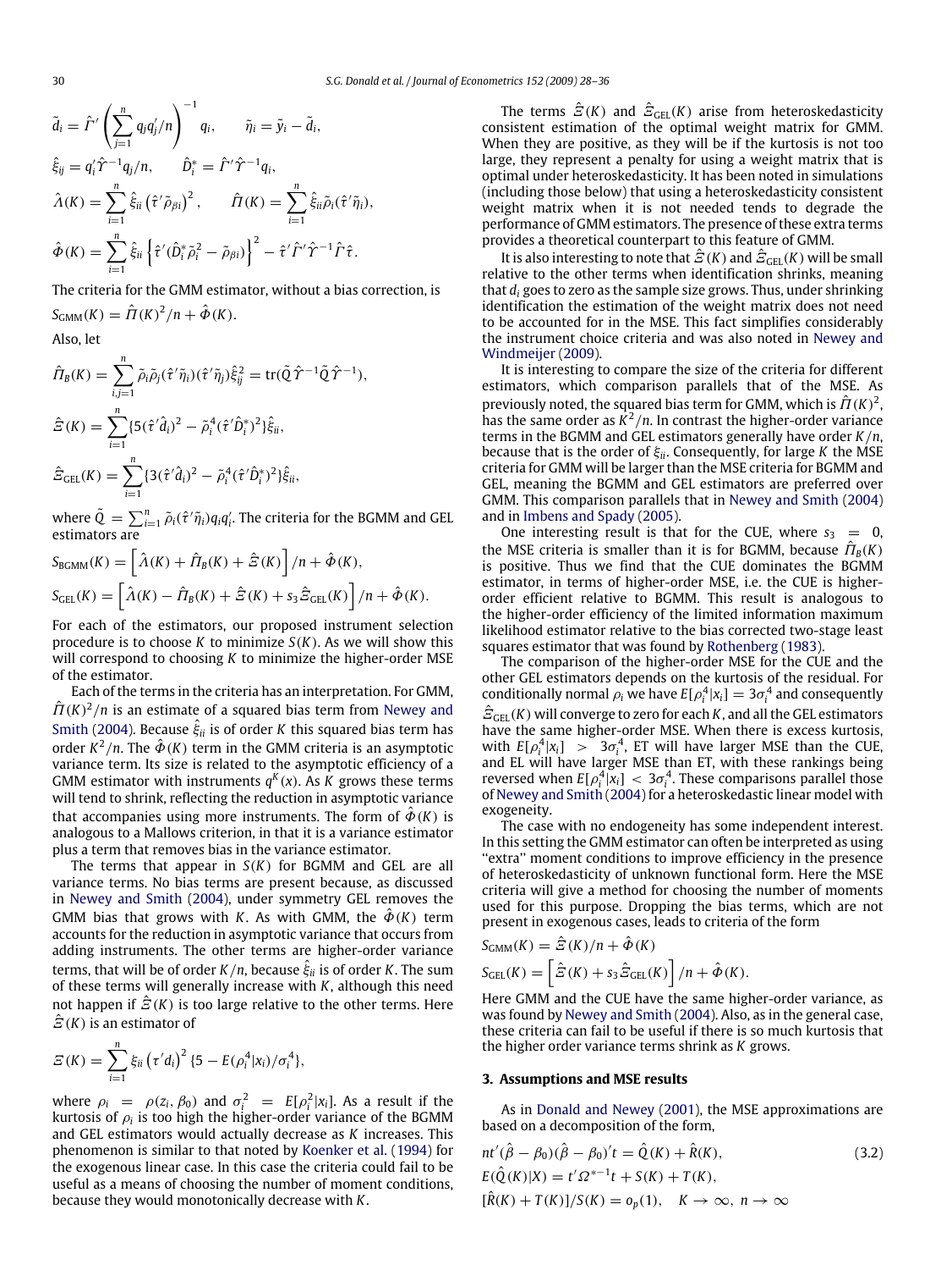$$\tilde{d}_i = \hat{\Gamma}' \left(\sum_{j=1}^n q_j q_j'/n\right)^{-1} q_i, \qquad \tilde{\eta}_i = \tilde{y}_i - \tilde{d}_i,$$

$$\hat{\xi}_{ij} = q_i'\hat{\Upsilon}^{-1} q_j/n, \qquad \hat{D}_i^* = \hat{\Gamma}'\hat{\Upsilon}^{-1}q_i,$$

$$\hat{\Lambda}(K) = \sum_{i=1}^n \hat{\xi}_{ii}\left(\hat{\tau}'\tilde{\rho}_{\beta i}\right)^2, \qquad \hat{\Pi}(K) = \sum_{i=1}^n \hat{\xi}_{ii}\tilde{\rho}_i(\hat{\tau}'\tilde{\eta}_i),$$

$$\hat{\Phi}(K) = \sum_{i=1}^n \hat{\xi}_{ii}\left\{\hat{\tau}'(\hat{D}_i^*\tilde{\rho}_i^2 - \tilde{\rho}_{\beta i})\right\}^2 - \hat{\tau}'\hat{\Gamma}'\hat{\Upsilon}^{-1}\hat{\Gamma}\hat{\tau}.$$

The criteria for the GMM estimator, without a bias correction, is

$S_{\text{GMM}}(K) = \hat{\Pi}(K)^2/n + \hat{\Phi}(K).$

Also, let

$$\hat{\Pi}_B(K) = \sum_{i,j=1}^n \tilde{\rho}_i\tilde{\rho}_j(\hat{\tau}'\tilde{\eta}_i)(\hat{\tau}'\tilde{\eta}_j)\hat{\xi}_{ij}^2 = \text{tr}(\tilde{Q}\hat{\Upsilon}^{-1}\tilde{Q}\hat{\Upsilon}^{-1}),$$

$$\hat{\Xi}(K) = \sum_{i=1}^n \{5(\hat{\tau}'\hat{d}_i)^2 - \tilde{\rho}_i^4(\hat{\tau}'\hat{D}_i^*)^2\}\hat{\xi}_{ii},$$

$$\hat{\Xi}_{\text{GEL}}(K) = \sum_{i=1}^n \{3(\hat{\tau}'\hat{d}_i)^2 - \tilde{\rho}_i^4(\hat{\tau}'\hat{D}_i^*)^2\}\hat{\xi}_{ii},$$

where $\tilde{Q} = \sum_{i=1}^n \tilde{\rho}_i(\hat{\tau}'\tilde{\eta}_i)q_iq_i'$. The criteria for the BGMM and GEL estimators are

$$S_{\text{BGMM}}(K) = \left[\hat{\Lambda}(K) + \hat{\Pi}_B(K) + \hat{\Xi}(K)\right]/n + \hat{\Phi}(K),$$

$$S_{\text{GEL}}(K) = \left[\hat{\Lambda}(K) - \hat{\Pi}_B(K) + \hat{\Xi}(K) + s_3\hat{\Xi}_{\text{GEL}}(K)\right]/n + \hat{\Phi}(K).$$

For each of the estimators, our proposed instrument selection procedure is to choose $K$ to minimize $S(K)$. As we will show this will correspond to choosing $K$ to minimize the higher-order MSE of the estimator.

Each of the terms in the criteria has an interpretation. For GMM, $\hat{\Pi}(K)^2/n$ is an estimate of a squared bias term from Newey and Smith (2004). Because $\hat{\xi}_{ii}$ is of order $K$ this squared bias term has order $K^2/n$. The $\hat{\Phi}(K)$ term in the GMM criteria is an asymptotic variance term. Its size is related to the asymptotic efficiency of a GMM estimator with instruments $q^K(x)$. As $K$ grows these terms will tend to shrink, reflecting the reduction in asymptotic variance that accompanies using more instruments. The form of $\hat{\Phi}(K)$ is analogous to a Mallows criterion, in that it is a variance estimator plus a term that removes bias in the variance estimator.

The terms that appear in $S(K)$ for BGMM and GEL are all variance terms. No bias terms are present because, as discussed in Newey and Smith (2004), under symmetry GEL removes the GMM bias that grows with $K$. As with GMM, the $\hat{\Phi}(K)$ term accounts for the reduction in asymptotic variance that occurs from adding instruments. The other terms are higher-order variance terms, that will be of order $K/n$, because $\hat{\xi}_{ii}$ is of order $K$. The sum of these terms will generally increase with $K$, although this need not happen if $\hat{\Xi}(K)$ is too large relative to the other terms. Here $\hat{\Xi}(K)$ is an estimator of

$$\Xi(K) = \sum_{i=1}^n \xi_{ii}\left(\tau'd_i\right)^2\{5 - E(\rho_i^4|x_i)/\sigma_i^4\},$$

where $\rho_i = \rho(z_i, \beta_0)$ and $\sigma_i^2 = E[\rho_i^2|x_i]$. As a result if the kurtosis of $\rho_i$ is too high the higher-order variance of the BGMM and GEL estimators would actually decrease as $K$ increases. This phenomenon is similar to that noted by Koenker et al. (1994) for the exogenous linear case. In this case the criteria could fail to be useful as a means of choosing the number of moment conditions, because they would monotonically decrease with $K$.

The terms $\hat{\Xi}(K)$ and $\hat{\Xi}_{\text{GEL}}(K)$ arise from heteroskedasticity consistent estimation of the optimal weight matrix for GMM. When they are positive, as they will be if the kurtosis is not too large, they represent a penalty for using a weight matrix that is optimal under heteroskedasticity. It has been noted in simulations (including those below) that using a heteroskedasticity consistent weight matrix when it is not needed tends to degrade the performance of GMM estimators. The presence of these extra terms provides a theoretical counterpart to this feature of GMM.

It is also interesting to note that $\hat{\Xi}(K)$ and $\hat{\Xi}_{\text{GEL}}(K)$ will be small relative to the other terms when identification shrinks, meaning that $d_i$ goes to zero as the sample size grows. Thus, under shrinking identification the estimation of the weight matrix does not need to be accounted for in the MSE. This fact simplifies considerably the instrument choice criteria and was also noted in Newey and Windmeijer (2009).

It is interesting to compare the size of the criteria for different estimators, which comparison parallels that of the MSE. As previously noted, the squared bias term for GMM, which is $\hat{\Pi}(K)^2$, has the same order as $K^2/n$. In contrast the higher-order variance terms in the BGMM and GEL estimators generally have order $K/n$, because that is the order of $\xi_{ii}$. Consequently, for large $K$ the MSE criteria for GMM will be larger than the MSE criteria for BGMM and GEL, meaning the BGMM and GEL estimators are preferred over GMM. This comparison parallels that in Newey and Smith (2004) and in Imbens and Spady (2005).

One interesting result is that for the CUE, where $s_3 = 0$, the MSE criteria is smaller than it is for BGMM, because $\hat{\Pi}_B(K)$ is positive. Thus we find that the CUE dominates the BGMM estimator, in terms of higher-order MSE, i.e. the CUE is higher-order efficient relative to BGMM. This result is analogous to the higher-order efficiency of the limited information maximum likelihood estimator relative to the bias corrected two-stage least squares estimator that was found by Rothenberg (1983).

The comparison of the higher-order MSE for the CUE and the other GEL estimators depends on the kurtosis of the residual. For conditionally normal $\rho_i$ we have $E[\rho_i^4|x_i] = 3\sigma_i^4$ and consequently $\hat{\Xi}_{\text{GEL}}(K)$ will converge to zero for each $K$, and all the GEL estimators have the same higher-order MSE. When there is excess kurtosis, with $E[\rho_i^4|x_i] > 3\sigma_i^4$, ET will have larger MSE than the CUE, and EL will have larger MSE than ET, with these rankings being reversed when $E[\rho_i^4|x_i] < 3\sigma_i^4$. These comparisons parallel those of Newey and Smith (2004) for a heteroskedastic linear model with exogeneity.

The case with no endogeneity has some independent interest. In this setting the GMM estimator can often be interpreted as using "extra" moment conditions to improve efficiency in the presence of heteroskedasticity of unknown functional form. Here the MSE criteria will give a method for choosing the number of moments used for this purpose. Dropping the bias terms, which are not present in exogenous cases, leads to criteria of the form

$$S_{\text{GMM}}(K) = \hat{\Xi}(K)/n + \hat{\Phi}(K)$$

$$S_{\text{GEL}}(K) = \left[\hat{\Xi}(K) + s_3\hat{\Xi}_{\text{GEL}}(K)\right]/n + \hat{\Phi}(K).$$

Here GMM and the CUE have the same higher-order variance, as was found by Newey and Smith (2004). Also, as in the general case, these criteria can fail to be useful if there is so much kurtosis that the higher order variance terms shrink as $K$ grows.

### 3. Assumptions and MSE results

As in Donald and Newey (2001), the MSE approximations are based on a decomposition of the form,

$$nt'(\hat{\beta} - \beta_0)(\hat{\beta} - \beta_0)'t = \hat{Q}(K) + \hat{R}(K), \tag{3.2}$$

$$E(\hat{Q}(K)|X) = t'\Omega^{*-1}t + S(K) + T(K),$$

$$[\hat{R}(K) + T(K)]/S(K) = o_p(1), \quad K \to \infty,\ n \to \infty$$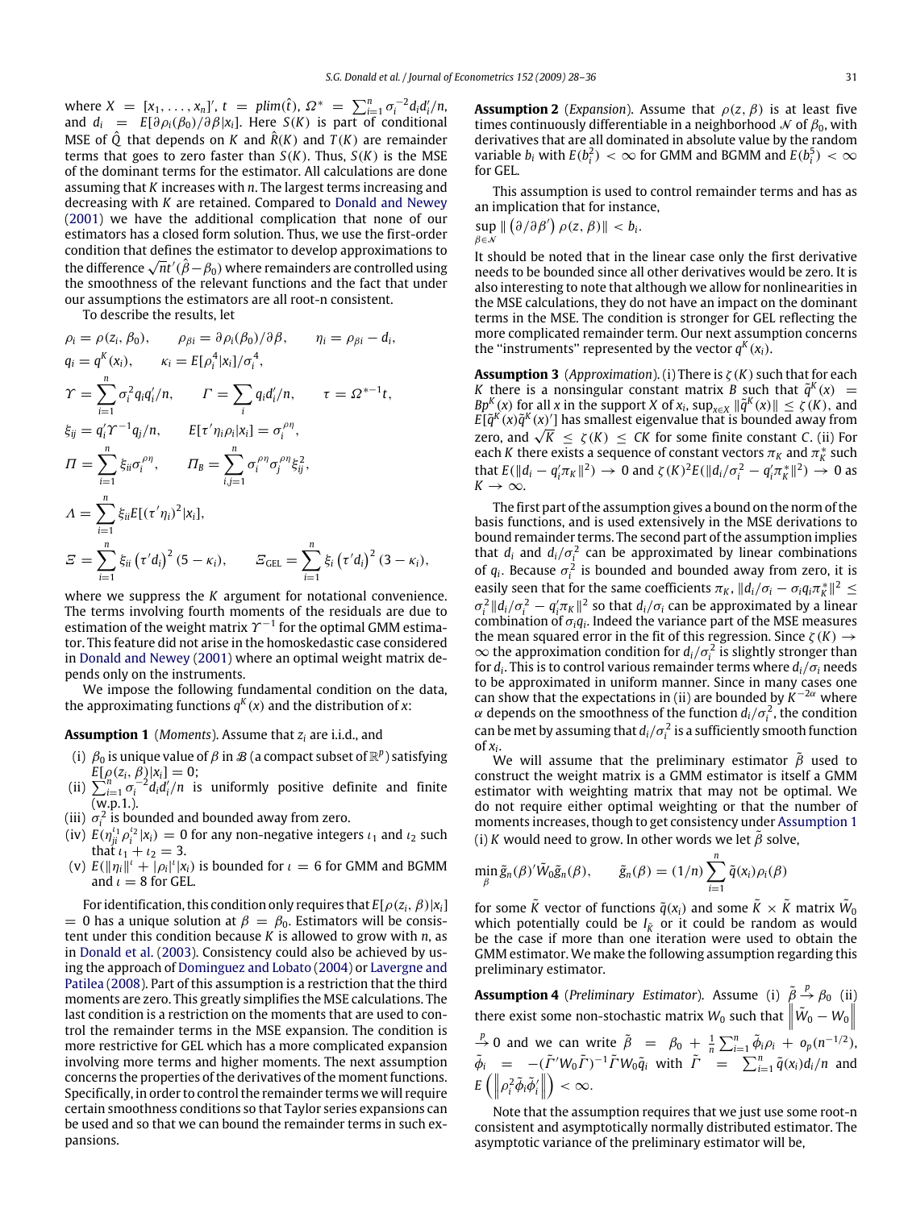where $X = [x_1, \ldots, x_n]'$, $t = plim(\hat{t})$, $\Omega^* = \sum_{i=1}^n \sigma_i^{-2} d_i d_i'/n$, and $d_i = E[\partial \rho_i(\beta_0)/\partial \beta | x_i]$. Here $S(K)$ is part of conditional MSE of $\hat{Q}$ that depends on $K$ and $\hat{R}(K)$ and $T(K)$ are remainder terms that goes to zero faster than $S(K)$. Thus, $S(K)$ is the MSE of the dominant terms for the estimator. All calculations are done assuming that $K$ increases with $n$. The largest terms increasing and decreasing with $K$ are retained. Compared to Donald and Newey (2001) we have the additional complication that none of our estimators has a closed form solution. Thus, we use the first-order condition that defines the estimator to develop approximations to the difference $\sqrt{n}t'(\hat{\beta} - \beta_0)$ where remainders are controlled using the smoothness of the relevant functions and the fact that under our assumptions the estimators are all root-n consistent.

To describe the results, let

$$\rho_i = \rho(z_i, \beta_0), \qquad \rho_{\beta i} = \partial \rho_i(\beta_0)/\partial \beta, \qquad \eta_i = \rho_{\beta i} - d_i,$$

$$q_i = q^K(x_i), \qquad \kappa_i = E[\rho_i^4 | x_i]/\sigma_i^4,$$

$$\Upsilon = \sum_{i=1}^n \sigma_i^2 q_i q_i'/n, \qquad \Gamma = \sum_i q_i d_i'/n, \qquad \tau = \Omega^{*-1} t,$$

$$\xi_{ij} = q_i' \Upsilon^{-1} q_j / n, \qquad E[\tau' \eta_i \rho_i | x_i] = \sigma_i^{\rho\eta},$$

$$\Pi = \sum_{i=1}^n \xi_{ii} \sigma_i^{\rho\eta}, \qquad \Pi_B = \sum_{i,j=1}^n \sigma_i^{\rho\eta} \sigma_j^{\rho\eta} \xi_{ij}^2,$$

$$\Lambda = \sum_{i=1}^n \xi_{ii} E[(\tau'\eta_i)^2 | x_i],$$

$$\Xi = \sum_{i=1}^n \xi_{ii} \left(\tau' d_i\right)^2 (5 - \kappa_i), \qquad \Xi_{\text{GEL}} = \sum_{i=1}^n \xi_i \left(\tau' d_i\right)^2 (3 - \kappa_i),$$

where we suppress the $K$ argument for notational convenience. The terms involving fourth moments of the residuals are due to estimation of the weight matrix $\Upsilon^{-1}$ for the optimal GMM estimator. This feature did not arise in the homoskedastic case considered in Donald and Newey (2001) where an optimal weight matrix depends only on the instruments.

We impose the following fundamental condition on the data, the approximating functions $q^K(x)$ and the distribution of $x$:

**Assumption 1** (*Moments*). Assume that $z_i$ are i.i.d., and

- (i) $\beta_0$ is unique value of $\beta$ in $\mathcal{B}$ (a compact subset of $\mathbb{R}^p$) satisfying $E[\rho(z_i, \beta)|x_i] = 0$;
- (ii) $\sum_{i=1}^n \sigma_i^{-2} d_i d_i'/n$ is uniformly positive definite and finite (w.p.1.).
- (iii) $\sigma_i^2$ is bounded and bounded away from zero.
- (iv) $E(\eta_{ji}^{\iota_1} \rho_i^{\iota_2} | x_i) = 0$ for any non-negative integers $\iota_1$ and $\iota_2$ such that $\iota_1 + \iota_2 = 3$.
- (v) $E(\|\eta_i\|^\iota + |\rho_i|^\iota | x_i)$ is bounded for $\iota = 6$ for GMM and BGMM and $\iota = 8$ for GEL.

For identification, this condition only requires that $E[\rho(z_i, \beta)|x_i] = 0$ has a unique solution at $\beta = \beta_0$. Estimators will be consistent under this condition because $K$ is allowed to grow with $n$, as in Donald et al. (2003). Consistency could also be achieved by using the approach of Dominguez and Lobato (2004) or Lavergne and Patilea (2008). Part of this assumption is a restriction that the third moments are zero. This greatly simplifies the MSE calculations. The last condition is a restriction on the moments that are used to control the remainder terms in the MSE expansion. The condition is more restrictive for GEL which has a more complicated expansion involving more terms and higher moments. The next assumption concerns the properties of the derivatives of the moment functions. Specifically, in order to control the remainder terms we will require certain smoothness conditions so that Taylor series expansions can be used and so that we can bound the remainder terms in such expansions.

**Assumption 2** (*Expansion*). Assume that $\rho(z, \beta)$ is at least five times continuously differentiable in a neighborhood $\mathcal{N}$ of $\beta_0$, with derivatives that are all dominated in absolute value by the random variable $b_i$ with $E(b_i^2) < \infty$ for GMM and BGMM and $E(b_i^5) < \infty$ for GEL.

This assumption is used to control remainder terms and has as an implication that for instance,

$$\sup_{\beta \in \mathcal{N}} \| \left(\partial / \partial \beta'\right) \rho(z, \beta) \| < b_i.$$

It should be noted that in the linear case only the first derivative needs to be bounded since all other derivatives would be zero. It is also interesting to note that although we allow for nonlinearities in the MSE calculations, they do not have an impact on the dominant terms in the MSE. The condition is stronger for GEL reflecting the more complicated remainder term. Our next assumption concerns the "instruments" represented by the vector $q^K(x_i)$.

**Assumption 3** (*Approximation*). (i) There is $\zeta(K)$ such that for each $K$ there is a nonsingular constant matrix $B$ such that $\tilde{q}^K(x) = Bp^K(x)$ for all $x$ in the support $X$ of $x_i$, $\sup_{x \in X} \|\tilde{q}^K(x)\| \leq \zeta(K)$, and $E[\tilde{q}^K(x)\tilde{q}^K(x)']$ has smallest eigenvalue that is bounded away from zero, and $\sqrt{K} \leq \zeta(K) \leq CK$ for some finite constant $C$. (ii) For each $K$ there exists a sequence of constant vectors $\pi_K$ and $\pi_K^*$ such that $E(\|d_i - q_i'\pi_K\|^2) \to 0$ and $\zeta(K)^2 E(\|d_i/\sigma_i^2 - q_i'\pi_K^*\|^2) \to 0$ as $K \to \infty$.

The first part of the assumption gives a bound on the norm of the basis functions, and is used extensively in the MSE derivations to bound remainder terms. The second part of the assumption implies that $d_i$ and $d_i/\sigma_i^2$ can be approximated by linear combinations of $q_i$. Because $\sigma_i^2$ is bounded and bounded away from zero, it is easily seen that for the same coefficients $\pi_K$, $\|d_i/\sigma_i - \sigma_i q_i \pi_K^*\|^2 \leq \sigma_i^2 \|d_i/\sigma_i^2 - q_i'\pi_K\|^2$ so that $d_i/\sigma_i$ can be approximated by a linear combination of $\sigma_i q_i$. Indeed the variance part of the MSE measures the mean squared error in the fit of this regression. Since $\zeta(K) \to \infty$ the approximation condition for $d_i/\sigma_i^2$ is slightly stronger than for $d_i$. This is to control various remainder terms where $d_i/\sigma_i$ needs to be approximated in uniform manner. Since in many cases one can show that the expectations in (ii) are bounded by $K^{-2\alpha}$ where $\alpha$ depends on the smoothness of the function $d_i/\sigma_i^2$, the condition can be met by assuming that $d_i/\sigma_i^2$ is a sufficiently smooth function of $x_i$.

We will assume that the preliminary estimator $\tilde{\beta}$ used to construct the weight matrix is a GMM estimator is itself a GMM estimator with weighting matrix that may not be optimal. We do not require either optimal weighting or that the number of moments increases, though to get consistency under Assumption 1 (i) $K$ would need to grow. In other words we let $\tilde{\beta}$ solve,

$$\min_\beta \tilde{g}_n(\beta)' \tilde{W}_0 \tilde{g}_n(\beta), \qquad \tilde{g}_n(\beta) = (1/n) \sum_{i=1}^n \tilde{q}(x_i) \rho_i(\beta)$$

for some $\tilde{K}$ vector of functions $\tilde{q}(x_i)$ and some $\tilde{K} \times \tilde{K}$ matrix $\tilde{W}_0$ which potentially could be $I_{\tilde{K}}$ or it could be random as would be the case if more than one iteration were used to obtain the GMM estimator. We make the following assumption regarding this preliminary estimator.

**Assumption 4** (*Preliminary Estimator*). Assume (i) $\tilde{\beta} \xrightarrow{p} \beta_0$ (ii) there exist some non-stochastic matrix $W_0$ such that $\left\|\tilde{W}_0 - W_0\right\| \xrightarrow{p} 0$ and we can write $\tilde{\beta} = \beta_0 + \frac{1}{n}\sum_{i=1}^n \tilde{\phi}_i \rho_i + o_p(n^{-1/2})$, $\tilde{\phi}_i = -(\tilde{\Gamma}' W_0 \tilde{\Gamma})^{-1} \tilde{\Gamma}' W_0 \tilde{q}_i$ with $\tilde{\Gamma} = \sum_{i=1}^n \tilde{q}(x_i) d_i / n$ and $E\left(\left\|\rho_i^2 \tilde{\phi}_i \tilde{\phi}_i'\right\|\right) < \infty$.

Note that the assumption requires that we just use some root-n consistent and asymptotically normally distributed estimator. The asymptotic variance of the preliminary estimator will be,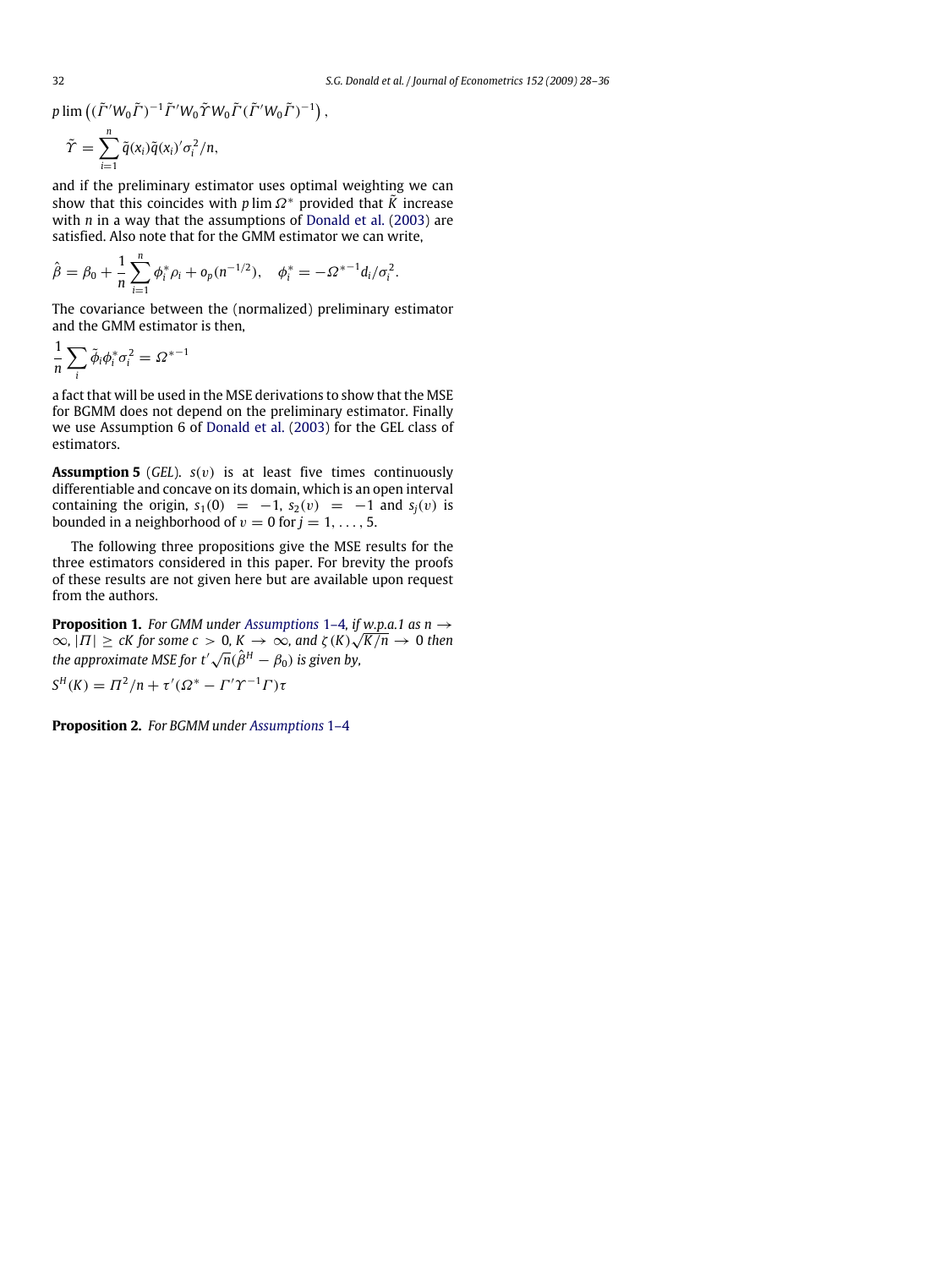$$p\lim\left((\tilde{\Gamma}'W_0\tilde{\Gamma})^{-1}\tilde{\Gamma}'W_0\tilde{\Upsilon}W_0\tilde{\Gamma}(\tilde{\Gamma}'W_0\tilde{\Gamma})^{-1}\right),$$

$$\tilde{\Upsilon} = \sum_{i=1}^{n}\tilde{q}(x_i)\tilde{q}(x_i)'\sigma_i^2/n,$$

and if the preliminary estimator uses optimal weighting we can show that this coincides with $p\lim\Omega^*$ provided that $\tilde{K}$ increase with $n$ in a way that the assumptions of Donald et al. (2003) are satisfied. Also note that for the GMM estimator we can write,

$$\hat{\beta} = \beta_0 + \frac{1}{n}\sum_{i=1}^{n}\phi_i^*\rho_i + o_p(n^{-1/2}), \quad \phi_i^* = -\Omega^{*-1}d_i/\sigma_i^2.$$

The covariance between the (normalized) preliminary estimator and the GMM estimator is then,

$$\frac{1}{n}\sum_i\tilde{\phi}_i\phi_i^*\sigma_i^2 = \Omega^{*-1}$$

a fact that will be used in the MSE derivations to show that the MSE for BGMM does not depend on the preliminary estimator. Finally we use Assumption 6 of Donald et al. (2003) for the GEL class of estimators.

**Assumption 5** (*GEL*). *$s(v)$ is at least five times continuously differentiable and concave on its domain, which is an open interval containing the origin, $s_1(0) = -1$, $s_2(v) = -1$ and $s_j(v)$ is bounded in a neighborhood of $v = 0$ for $j = 1, \ldots, 5$.*

The following three propositions give the MSE results for the three estimators considered in this paper. For brevity the proofs of these results are not given here but are available upon request from the authors.

**Proposition 1.** *For GMM under Assumptions 1–4, if w.p.a.1 as $n \to \infty$, $|\Pi| \geq cK$ for some $c > 0$, $K \to \infty$, and $\zeta(K)\sqrt{K/n} \to 0$ then the approximate MSE for $t'\sqrt{n}(\hat{\beta}^H - \beta_0)$ is given by,*

$$S^H(K) = \Pi^2/n + \tau'(\Omega^* - \Gamma'\Upsilon^{-1}\Gamma)\tau$$

**Proposition 2.** *For BGMM under Assumptions 1–4*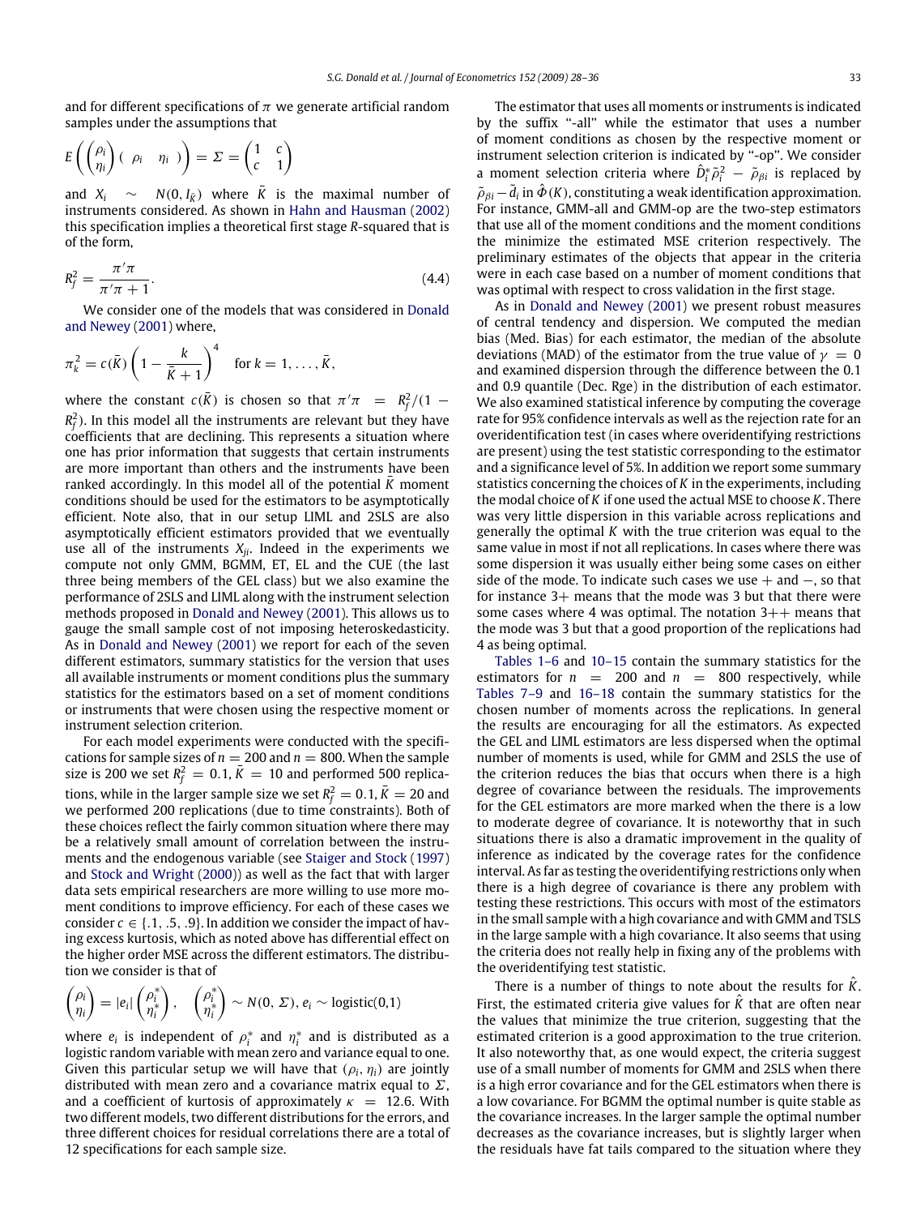and for different specifications of $\pi$ we generate artificial random samples under the assumptions that

$$E\left(\begin{pmatrix}\rho_i\\ \eta_i\end{pmatrix}\begin{pmatrix}\rho_i & \eta_i\end{pmatrix}\right) = \Sigma = \begin{pmatrix}1 & c\\ c & 1\end{pmatrix}$$

and $X_i \sim N(0, I_{\bar{K}})$ where $\bar{K}$ is the maximal number of instruments considered. As shown in Hahn and Hausman (2002) this specification implies a theoretical first stage $R$-squared that is of the form,

$$R_f^2 = \frac{\pi'\pi}{\pi'\pi + 1}. \tag{4.4}$$

We consider one of the models that was considered in Donald and Newey (2001) where,

$$\pi_k^2 = c(\bar{K})\left(1 - \frac{k}{\bar{K}+1}\right)^4 \quad \text{for } k = 1, \ldots, \bar{K},$$

where the constant $c(\bar{K})$ is chosen so that $\pi'\pi = R_f^2/(1 - R_f^2)$. In this model all the instruments are relevant but they have coefficients that are declining. This represents a situation where one has prior information that suggests that certain instruments are more important than others and the instruments have been ranked accordingly. In this model all of the potential $\bar{K}$ moment conditions should be used for the estimators to be asymptotically efficient. Note also, that in our setup LIML and 2SLS are also asymptotically efficient estimators provided that we eventually use all of the instruments $X_{ji}$. Indeed in the experiments we compute not only GMM, BGMM, ET, EL and the CUE (the last three being members of the GEL class) but we also examine the performance of 2SLS and LIML along with the instrument selection methods proposed in Donald and Newey (2001). This allows us to gauge the small sample cost of not imposing heteroskedasticity. As in Donald and Newey (2001) we report for each of the seven different estimators, summary statistics for the version that uses all available instruments or moment conditions plus the summary statistics for the estimators based on a set of moment conditions or instruments that were chosen using the respective moment or instrument selection criterion.

For each model experiments were conducted with the specifications for sample sizes of $n = 200$ and $n = 800$. When the sample size is 200 we set $R_f^2 = 0.1$, $\bar{K} = 10$ and performed 500 replications, while in the larger sample size we set $R_f^2 = 0.1$, $\bar{K} = 20$ and we performed 200 replications (due to time constraints). Both of these choices reflect the fairly common situation where there may be a relatively small amount of correlation between the instruments and the endogenous variable (see Staiger and Stock (1997) and Stock and Wright (2000)) as well as the fact that with larger data sets empirical researchers are more willing to use more moment conditions to improve efficiency. For each of these cases we consider $c \in \{.1, .5, .9\}$. In addition we consider the impact of having excess kurtosis, which as noted above has differential effect on the higher order MSE across the different estimators. The distribution we consider is that of

$$\begin{pmatrix}\rho_i\\ \eta_i\end{pmatrix} = |e_i|\begin{pmatrix}\rho_i^*\\ \eta_i^*\end{pmatrix}, \quad \begin{pmatrix}\rho_i^*\\ \eta_i^*\end{pmatrix} \sim N(0, \Sigma), \; e_i \sim \text{logistic}(0,1)$$

where $e_i$ is independent of $\rho_i^*$ and $\eta_i^*$ and is distributed as a logistic random variable with mean zero and variance equal to one. Given this particular setup we will have that $(\rho_i, \eta_i)$ are jointly distributed with mean zero and a covariance matrix equal to $\Sigma$, and a coefficient of kurtosis of approximately $\kappa = 12.6$. With two different models, two different distributions for the errors, and three different choices for residual correlations there are a total of 12 specifications for each sample size.

The estimator that uses all moments or instruments is indicated by the suffix "-all" while the estimator that uses a number of moment conditions as chosen by the respective moment or instrument selection criterion is indicated by "-op". We consider a moment selection criteria where $\hat{D}_i^*\tilde{\rho}_i^2 - \tilde{\rho}_{\beta i}$ is replaced by $\tilde{\rho}_{\beta i} - \tilde{d}_i$ in $\hat{\Phi}(K)$, constituting a weak identification approximation. For instance, GMM-all and GMM-op are the two-step estimators that use all of the moment conditions and the moment conditions the minimize the estimated MSE criterion respectively. The preliminary estimates of the objects that appear in the criteria were in each case based on a number of moment conditions that was optimal with respect to cross validation in the first stage.

As in Donald and Newey (2001) we present robust measures of central tendency and dispersion. We computed the median bias (Med. Bias) for each estimator, the median of the absolute deviations (MAD) of the estimator from the true value of $\gamma = 0$ and examined dispersion through the difference between the 0.1 and 0.9 quantile (Dec. Rge) in the distribution of each estimator. We also examined statistical inference by computing the coverage rate for 95% confidence intervals as well as the rejection rate for an overidentification test (in cases where overidentifying restrictions are present) using the test statistic corresponding to the estimator and a significance level of 5%. In addition we report some summary statistics concerning the choices of $K$ in the experiments, including the modal choice of $K$ if one used the actual MSE to choose $K$. There was very little dispersion in this variable across replications and generally the optimal $K$ with the true criterion was equal to the same value in most if not all replications. In cases where there was some dispersion it was usually either being some cases on either side of the mode. To indicate such cases we use + and −, so that for instance 3+ means that the mode was 3 but that there were some cases where 4 was optimal. The notation 3++ means that the mode was 3 but that a good proportion of the replications had 4 as being optimal.

Tables 1–6 and 10–15 contain the summary statistics for the estimators for $n = 200$ and $n = 800$ respectively, while Tables 7–9 and 16–18 contain the summary statistics for the chosen number of moments across the replications. In general the results are encouraging for all the estimators. As expected the GEL and LIML estimators are less dispersed when the optimal number of moments is used, while for GMM and 2SLS the use of the criterion reduces the bias that occurs when there is a high degree of covariance between the residuals. The improvements for the GEL estimators are more marked when the there is a low to moderate degree of covariance. It is noteworthy that in such situations there is also a dramatic improvement in the quality of inference as indicated by the coverage rates for the confidence interval. As far as testing the overidentifying restrictions only when there is a high degree of covariance is there any problem with testing these restrictions. This occurs with most of the estimators in the small sample with a high covariance and with GMM and TSLS in the large sample with a high covariance. It also seems that using the criteria does not really help in fixing any of the problems with the overidentifying test statistic.

There is a number of things to note about the results for $\hat{K}$. First, the estimated criteria give values for $\hat{K}$ that are often near the values that minimize the true criterion, suggesting that the estimated criterion is a good approximation to the true criterion. It also noteworthy that, as one would expect, the criteria suggest use of a small number of moments for GMM and 2SLS when there is a high error covariance and for the GEL estimators when there is a low covariance. For BGMM the optimal number is quite stable as the covariance increases. In the larger sample the optimal number decreases as the covariance increases, but is slightly larger when the residuals have fat tails compared to the situation where they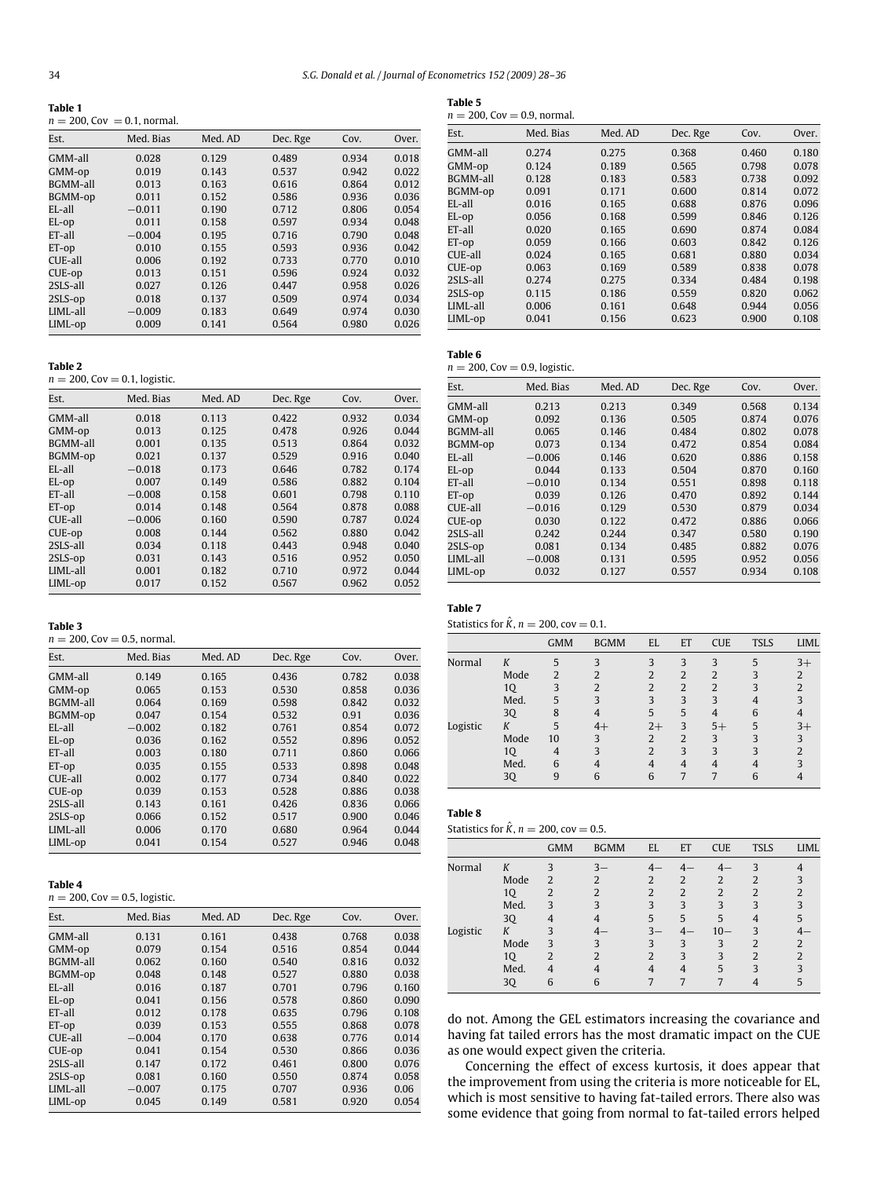**Table 1**

$n = 200$, Cov $= 0.1$, normal.

| Est. | Med. Bias | Med. AD | Dec. Rge | Cov. | Over. |
|---|---|---|---|---|---|
| GMM-all | 0.028 | 0.129 | 0.489 | 0.934 | 0.018 |
| GMM-op | 0.019 | 0.143 | 0.537 | 0.942 | 0.022 |
| BGMM-all | 0.013 | 0.163 | 0.616 | 0.864 | 0.012 |
| BGMM-op | 0.011 | 0.152 | 0.586 | 0.936 | 0.036 |
| EL-all | −0.011 | 0.190 | 0.712 | 0.806 | 0.054 |
| EL-op | 0.011 | 0.158 | 0.597 | 0.934 | 0.048 |
| ET-all | −0.004 | 0.195 | 0.716 | 0.790 | 0.048 |
| ET-op | 0.010 | 0.155 | 0.593 | 0.936 | 0.042 |
| CUE-all | 0.006 | 0.192 | 0.733 | 0.770 | 0.010 |
| CUE-op | 0.013 | 0.151 | 0.596 | 0.924 | 0.032 |
| 2SLS-all | 0.027 | 0.126 | 0.447 | 0.958 | 0.026 |
| 2SLS-op | 0.018 | 0.137 | 0.509 | 0.974 | 0.034 |
| LIML-all | −0.009 | 0.183 | 0.649 | 0.974 | 0.030 |
| LIML-op | 0.009 | 0.141 | 0.564 | 0.980 | 0.026 |

**Table 2**

$n = 200$, Cov $= 0.1$, logistic.

| Est. | Med. Bias | Med. AD | Dec. Rge | Cov. | Over. |
|---|---|---|---|---|---|
| GMM-all | 0.018 | 0.113 | 0.422 | 0.932 | 0.034 |
| GMM-op | 0.013 | 0.125 | 0.478 | 0.926 | 0.044 |
| BGMM-all | 0.001 | 0.135 | 0.513 | 0.864 | 0.032 |
| BGMM-op | 0.021 | 0.137 | 0.529 | 0.916 | 0.040 |
| EL-all | −0.018 | 0.173 | 0.646 | 0.782 | 0.174 |
| EL-op | 0.007 | 0.149 | 0.586 | 0.882 | 0.104 |
| ET-all | −0.008 | 0.158 | 0.601 | 0.798 | 0.110 |
| ET-op | 0.014 | 0.148 | 0.564 | 0.878 | 0.088 |
| CUE-all | −0.006 | 0.160 | 0.590 | 0.787 | 0.024 |
| CUE-op | 0.008 | 0.144 | 0.562 | 0.880 | 0.042 |
| 2SLS-all | 0.034 | 0.118 | 0.443 | 0.948 | 0.040 |
| 2SLS-op | 0.031 | 0.143 | 0.516 | 0.952 | 0.050 |
| LIML-all | 0.001 | 0.182 | 0.710 | 0.972 | 0.044 |
| LIML-op | 0.017 | 0.152 | 0.567 | 0.962 | 0.052 |

**Table 3**

$n = 200$, Cov $= 0.5$, normal.

| Est. | Med. Bias | Med. AD | Dec. Rge | Cov. | Over. |
|---|---|---|---|---|---|
| GMM-all | 0.149 | 0.165 | 0.436 | 0.782 | 0.038 |
| GMM-op | 0.065 | 0.153 | 0.530 | 0.858 | 0.036 |
| BGMM-all | 0.064 | 0.169 | 0.598 | 0.842 | 0.032 |
| BGMM-op | 0.047 | 0.154 | 0.532 | 0.91 | 0.036 |
| EL-all | −0.002 | 0.182 | 0.761 | 0.854 | 0.072 |
| EL-op | 0.036 | 0.162 | 0.552 | 0.896 | 0.052 |
| ET-all | 0.003 | 0.180 | 0.711 | 0.860 | 0.066 |
| ET-op | 0.035 | 0.155 | 0.533 | 0.898 | 0.048 |
| CUE-all | 0.002 | 0.177 | 0.734 | 0.840 | 0.022 |
| CUE-op | 0.039 | 0.153 | 0.528 | 0.886 | 0.038 |
| 2SLS-all | 0.143 | 0.161 | 0.426 | 0.836 | 0.066 |
| 2SLS-op | 0.066 | 0.152 | 0.517 | 0.900 | 0.046 |
| LIML-all | 0.006 | 0.170 | 0.680 | 0.964 | 0.044 |
| LIML-op | 0.041 | 0.154 | 0.527 | 0.946 | 0.048 |

**Table 4**

$n = 200$, Cov $= 0.5$, logistic.

| Est. | Med. Bias | Med. AD | Dec. Rge | Cov. | Over. |
|---|---|---|---|---|---|
| GMM-all | 0.131 | 0.161 | 0.438 | 0.768 | 0.038 |
| GMM-op | 0.079 | 0.154 | 0.516 | 0.854 | 0.044 |
| BGMM-all | 0.062 | 0.160 | 0.540 | 0.816 | 0.032 |
| BGMM-op | 0.048 | 0.148 | 0.527 | 0.880 | 0.038 |
| EL-all | 0.016 | 0.187 | 0.701 | 0.796 | 0.160 |
| EL-op | 0.041 | 0.156 | 0.578 | 0.860 | 0.090 |
| ET-all | 0.012 | 0.178 | 0.635 | 0.796 | 0.108 |
| ET-op | 0.039 | 0.153 | 0.555 | 0.868 | 0.078 |
| CUE-all | −0.004 | 0.170 | 0.638 | 0.776 | 0.014 |
| CUE-op | 0.041 | 0.154 | 0.530 | 0.866 | 0.036 |
| 2SLS-all | 0.147 | 0.172 | 0.461 | 0.800 | 0.076 |
| 2SLS-op | 0.081 | 0.160 | 0.550 | 0.874 | 0.058 |
| LIML-all | −0.007 | 0.175 | 0.707 | 0.936 | 0.06 |
| LIML-op | 0.045 | 0.149 | 0.581 | 0.920 | 0.054 |

**Table 5**

$n = 200$, Cov $= 0.9$, normal.

| Est. | Med. Bias | Med. AD | Dec. Rge | Cov. | Over. |
|---|---|---|---|---|---|
| GMM-all | 0.274 | 0.275 | 0.368 | 0.460 | 0.180 |
| GMM-op | 0.124 | 0.189 | 0.565 | 0.798 | 0.078 |
| BGMM-all | 0.128 | 0.183 | 0.583 | 0.738 | 0.092 |
| BGMM-op | 0.091 | 0.171 | 0.600 | 0.814 | 0.072 |
| EL-all | 0.016 | 0.165 | 0.688 | 0.876 | 0.096 |
| EL-op | 0.056 | 0.168 | 0.599 | 0.846 | 0.126 |
| ET-all | 0.020 | 0.165 | 0.690 | 0.874 | 0.084 |
| ET-op | 0.059 | 0.166 | 0.603 | 0.842 | 0.126 |
| CUE-all | 0.024 | 0.165 | 0.681 | 0.880 | 0.034 |
| CUE-op | 0.063 | 0.169 | 0.589 | 0.838 | 0.078 |
| 2SLS-all | 0.274 | 0.275 | 0.334 | 0.484 | 0.198 |
| 2SLS-op | 0.115 | 0.186 | 0.559 | 0.820 | 0.062 |
| LIML-all | 0.006 | 0.161 | 0.648 | 0.944 | 0.056 |
| LIML-op | 0.041 | 0.156 | 0.623 | 0.900 | 0.108 |

**Table 6**

$n = 200$, Cov $= 0.9$, logistic.

| Est. | Med. Bias | Med. AD | Dec. Rge | Cov. | Over. |
|---|---|---|---|---|---|
| GMM-all | 0.213 | 0.213 | 0.349 | 0.568 | 0.134 |
| GMM-op | 0.092 | 0.136 | 0.505 | 0.874 | 0.076 |
| BGMM-all | 0.065 | 0.146 | 0.484 | 0.802 | 0.078 |
| BGMM-op | 0.073 | 0.134 | 0.472 | 0.854 | 0.084 |
| EL-all | −0.006 | 0.146 | 0.620 | 0.886 | 0.158 |
| EL-op | 0.044 | 0.133 | 0.504 | 0.870 | 0.160 |
| ET-all | −0.010 | 0.134 | 0.551 | 0.898 | 0.118 |
| ET-op | 0.039 | 0.126 | 0.470 | 0.892 | 0.144 |
| CUE-all | −0.016 | 0.129 | 0.530 | 0.879 | 0.034 |
| CUE-op | 0.030 | 0.122 | 0.472 | 0.886 | 0.066 |
| 2SLS-all | 0.242 | 0.244 | 0.347 | 0.580 | 0.190 |
| 2SLS-op | 0.081 | 0.134 | 0.485 | 0.882 | 0.076 |
| LIML-all | −0.008 | 0.131 | 0.595 | 0.952 | 0.056 |
| LIML-op | 0.032 | 0.127 | 0.557 | 0.934 | 0.108 |

**Table 7**

Statistics for $\hat{K}$, $n = 200$, cov $= 0.1$.

| | | GMM | BGMM | EL | ET | CUE | TSLS | LIML |
|---|---|---|---|---|---|---|---|---|
| Normal | $K$ | 5 | 3 | 3 | 3 | 3 | 5 | 3+ |
| | Mode | 2 | 2 | 2 | 2 | 2 | 3 | 2 |
| | 1Q | 3 | 2 | 2 | 2 | 2 | 3 | 2 |
| | Med. | 5 | 3 | 3 | 3 | 3 | 4 | 3 |
| | 3Q | 8 | 4 | 5 | 5 | 4 | 6 | 4 |
| Logistic | $K$ | 5 | 4+ | 2+ | 3 | 5+ | 5 | 3+ |
| | Mode | 10 | 3 | 2 | 2 | 3 | 3 | 3 |
| | 1Q | 4 | 3 | 2 | 3 | 3 | 3 | 2 |
| | Med. | 6 | 4 | 4 | 4 | 4 | 4 | 3 |
| | 3Q | 9 | 6 | 6 | 7 | 7 | 6 | 4 |

**Table 8**

Statistics for $\hat{K}$, $n = 200$, cov $= 0.5$.

| | | GMM | BGMM | EL | ET | CUE | TSLS | LIML |
|---|---|---|---|---|---|---|---|---|
| Normal | $K$ | 3 | 3− | 4− | 4− | 4− | 3 | 4 |
| | Mode | 2 | 2 | 2 | 2 | 2 | 2 | 3 |
| | 1Q | 2 | 2 | 2 | 2 | 2 | 2 | 2 |
| | Med. | 3 | 3 | 3 | 3 | 3 | 3 | 3 |
| | 3Q | 4 | 4 | 5 | 5 | 5 | 4 | 5 |
| Logistic | $K$ | 3 | 4− | 3− | 4− | 10− | 3 | 4− |
| | Mode | 3 | 3 | 3 | 3 | 3 | 2 | 2 |
| | 1Q | 2 | 2 | 2 | 3 | 3 | 2 | 2 |
| | Med. | 4 | 4 | 4 | 4 | 5 | 3 | 3 |
| | 3Q | 6 | 6 | 7 | 7 | 7 | 4 | 5 |

do not. Among the GEL estimators increasing the covariance and having fat tailed errors has the most dramatic impact on the CUE as one would expect given the criteria.

Concerning the effect of excess kurtosis, it does appear that the improvement from using the criteria is more noticeable for EL, which is most sensitive to having fat-tailed errors. There also was some evidence that going from normal to fat-tailed errors helped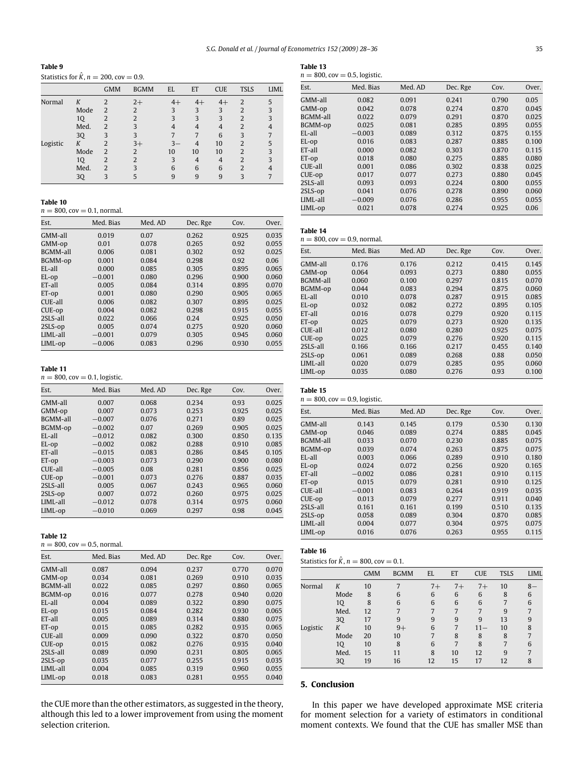**Table 9**

Statistics for $\hat{K}$, $n = 200$, cov $= 0.9$.

| | | GMM | BGMM | EL | ET | CUE | TSLS | LIML |
|---|---|---|---|---|---|---|---|---|
| Normal | $K$ | 2 | 2+ | 4+ | 4+ | 4+ | 2 | 5 |
| | Mode | 2 | 2 | 3 | 3 | 3 | 2 | 3 |
| | 1Q | 2 | 2 | 3 | 3 | 3 | 2 | 3 |
| | Med. | 2 | 3 | 4 | 4 | 4 | 2 | 4 |
| | 3Q | 3 | 3 | 7 | 7 | 6 | 3 | 7 |
| Logistic | $K$ | 2 | 3+ | 3− | 4 | 10 | 2 | 5 |
| | Mode | 2 | 2 | 10 | 10 | 10 | 2 | 3 |
| | 1Q | 2 | 2 | 3 | 4 | 4 | 2 | 3 |
| | Med. | 2 | 3 | 6 | 6 | 6 | 2 | 4 |
| | 3Q | 3 | 5 | 9 | 9 | 9 | 3 | 7 |

**Table 10**

$n = 800$, cov $= 0.1$, normal.

| Est. | Med. Bias | Med. AD | Dec. Rge | Cov. | Over. |
|---|---|---|---|---|---|
| GMM-all | 0.019 | 0.07 | 0.262 | 0.925 | 0.035 |
| GMM-op | 0.01 | 0.078 | 0.265 | 0.92 | 0.055 |
| BGMM-all | 0.006 | 0.081 | 0.302 | 0.92 | 0.025 |
| BGMM-op | 0.001 | 0.084 | 0.298 | 0.92 | 0.06 |
| EL-all | 0.000 | 0.085 | 0.305 | 0.895 | 0.065 |
| EL-op | −0.001 | 0.080 | 0.296 | 0.900 | 0.060 |
| ET-all | 0.005 | 0.084 | 0.314 | 0.895 | 0.070 |
| ET-op | 0.001 | 0.080 | 0.290 | 0.905 | 0.065 |
| CUE-all | 0.006 | 0.082 | 0.307 | 0.895 | 0.025 |
| CUE-op | 0.004 | 0.082 | 0.298 | 0.915 | 0.055 |
| 2SLS-all | 0.022 | 0.066 | 0.24 | 0.925 | 0.050 |
| 2SLS-op | 0.005 | 0.074 | 0.275 | 0.920 | 0.060 |
| LIML-all | −0.001 | 0.079 | 0.305 | 0.945 | 0.060 |
| LIML-op | −0.006 | 0.083 | 0.296 | 0.930 | 0.055 |

**Table 11**

$n = 800$, cov $= 0.1$, logistic.

| Est. | Med. Bias | Med. AD | Dec. Rge | Cov. | Over. |
|---|---|---|---|---|---|
| GMM-all | 0.007 | 0.068 | 0.234 | 0.93 | 0.025 |
| GMM-op | 0.007 | 0.073 | 0.253 | 0.925 | 0.025 |
| BGMM-all | −0.007 | 0.076 | 0.271 | 0.89 | 0.025 |
| BGMM-op | −0.002 | 0.07 | 0.269 | 0.905 | 0.025 |
| EL-all | −0.012 | 0.082 | 0.300 | 0.850 | 0.135 |
| EL-op | −0.002 | 0.082 | 0.288 | 0.910 | 0.085 |
| ET-all | −0.015 | 0.083 | 0.286 | 0.845 | 0.105 |
| ET-op | −0.003 | 0.073 | 0.290 | 0.900 | 0.080 |
| CUE-all | −0.005 | 0.08 | 0.281 | 0.856 | 0.025 |
| CUE-op | −0.001 | 0.073 | 0.276 | 0.887 | 0.035 |
| 2SLS-all | 0.005 | 0.067 | 0.243 | 0.965 | 0.060 |
| 2SLS-op | 0.007 | 0.072 | 0.260 | 0.975 | 0.025 |
| LIML-all | −0.012 | 0.078 | 0.314 | 0.975 | 0.060 |
| LIML-op | −0.010 | 0.069 | 0.297 | 0.98 | 0.045 |

**Table 12**

$n = 800$, cov $= 0.5$, normal.

| Est. | Med. Bias | Med. AD | Dec. Rge | Cov. | Over. |
|---|---|---|---|---|---|
| GMM-all | 0.087 | 0.094 | 0.237 | 0.770 | 0.070 |
| GMM-op | 0.034 | 0.081 | 0.269 | 0.910 | 0.035 |
| BGMM-all | 0.022 | 0.085 | 0.297 | 0.860 | 0.065 |
| BGMM-op | 0.016 | 0.077 | 0.278 | 0.940 | 0.020 |
| EL-all | 0.004 | 0.089 | 0.322 | 0.890 | 0.075 |
| EL-op | 0.015 | 0.084 | 0.282 | 0.930 | 0.065 |
| ET-all | 0.005 | 0.089 | 0.314 | 0.880 | 0.075 |
| ET-op | 0.015 | 0.085 | 0.282 | 0.935 | 0.065 |
| CUE-all | 0.009 | 0.090 | 0.322 | 0.870 | 0.050 |
| CUE-op | 0.015 | 0.082 | 0.276 | 0.935 | 0.040 |
| 2SLS-all | 0.089 | 0.090 | 0.231 | 0.805 | 0.065 |
| 2SLS-op | 0.035 | 0.077 | 0.255 | 0.915 | 0.035 |
| LIML-all | 0.004 | 0.085 | 0.319 | 0.960 | 0.055 |
| LIML-op | 0.018 | 0.083 | 0.281 | 0.955 | 0.040 |

the CUE more than the other estimators, as suggested in the theory, although this led to a lower improvement from using the moment selection criterion.

**Table 13**

$n = 800$, cov $= 0.5$, logistic.

| Est. | Med. Bias | Med. AD | Dec. Rge | Cov. | Over. |
|---|---|---|---|---|---|
| GMM-all | 0.082 | 0.091 | 0.241 | 0.790 | 0.05 |
| GMM-op | 0.042 | 0.078 | 0.274 | 0.870 | 0.045 |
| BGMM-all | 0.022 | 0.079 | 0.291 | 0.870 | 0.025 |
| BGMM-op | 0.025 | 0.081 | 0.285 | 0.895 | 0.055 |
| EL-all | −0.003 | 0.089 | 0.312 | 0.875 | 0.155 |
| EL-op | 0.016 | 0.083 | 0.287 | 0.885 | 0.100 |
| ET-all | 0.000 | 0.082 | 0.303 | 0.870 | 0.115 |
| ET-op | 0.018 | 0.080 | 0.275 | 0.885 | 0.080 |
| CUE-all | 0.001 | 0.086 | 0.302 | 0.838 | 0.025 |
| CUE-op | 0.017 | 0.077 | 0.273 | 0.880 | 0.045 |
| 2SLS-all | 0.093 | 0.093 | 0.224 | 0.800 | 0.055 |
| 2SLS-op | 0.041 | 0.076 | 0.278 | 0.890 | 0.060 |
| LIML-all | −0.009 | 0.076 | 0.286 | 0.955 | 0.055 |
| LIML-op | 0.021 | 0.078 | 0.274 | 0.925 | 0.06 |

**Table 14**

$n = 800$, cov $= 0.9$, normal.

| Est. | Med. Bias | Med. AD | Dec. Rge | Cov. | Over. |
|---|---|---|---|---|---|
| GMM-all | 0.176 | 0.176 | 0.212 | 0.415 | 0.145 |
| GMM-op | 0.064 | 0.093 | 0.273 | 0.880 | 0.055 |
| BGMM-all | 0.060 | 0.100 | 0.297 | 0.815 | 0.070 |
| BGMM-op | 0.044 | 0.083 | 0.294 | 0.875 | 0.060 |
| EL-all | 0.010 | 0.078 | 0.287 | 0.915 | 0.085 |
| EL-op | 0.032 | 0.082 | 0.272 | 0.895 | 0.105 |
| ET-all | 0.016 | 0.078 | 0.279 | 0.920 | 0.115 |
| ET-op | 0.025 | 0.079 | 0.273 | 0.920 | 0.135 |
| CUE-all | 0.012 | 0.080 | 0.280 | 0.925 | 0.075 |
| CUE-op | 0.025 | 0.079 | 0.276 | 0.920 | 0.115 |
| 2SLS-all | 0.166 | 0.166 | 0.217 | 0.455 | 0.140 |
| 2SLS-op | 0.061 | 0.089 | 0.268 | 0.88 | 0.050 |
| LIML-all | 0.020 | 0.079 | 0.285 | 0.95 | 0.060 |
| LIML-op | 0.035 | 0.080 | 0.276 | 0.93 | 0.100 |

**Table 15**

$n = 800$, cov $= 0.9$, logistic.

| Est. | Med. Bias | Med. AD | Dec. Rge | Cov. | Over. |
|---|---|---|---|---|---|
| GMM-all | 0.143 | 0.145 | 0.179 | 0.530 | 0.130 |
| GMM-op | 0.046 | 0.089 | 0.274 | 0.885 | 0.045 |
| BGMM-all | 0.033 | 0.070 | 0.230 | 0.885 | 0.075 |
| BGMM-op | 0.039 | 0.074 | 0.263 | 0.875 | 0.075 |
| EL-all | 0.003 | 0.066 | 0.289 | 0.910 | 0.180 |
| EL-op | 0.024 | 0.072 | 0.256 | 0.920 | 0.165 |
| ET-all | −0.002 | 0.086 | 0.281 | 0.910 | 0.115 |
| ET-op | 0.015 | 0.079 | 0.281 | 0.910 | 0.125 |
| CUE-all | −0.001 | 0.083 | 0.264 | 0.919 | 0.035 |
| CUE-op | 0.013 | 0.079 | 0.277 | 0.911 | 0.040 |
| 2SLS-all | 0.161 | 0.161 | 0.199 | 0.510 | 0.135 |
| 2SLS-op | 0.058 | 0.089 | 0.304 | 0.870 | 0.085 |
| LIML-all | 0.004 | 0.077 | 0.304 | 0.975 | 0.075 |
| LIML-op | 0.016 | 0.076 | 0.263 | 0.955 | 0.115 |

**Table 16**

Statistics for $\hat{K}$, $n = 800$, cov $= 0.1$.

| | | GMM | BGMM | EL | ET | CUE | TSLS | LIML |
|---|---|---|---|---|---|---|---|---|
| Normal | $K$ | 10 | 7 | 7+ | 7+ | 7+ | 10 | 8− |
| | Mode | 8 | 6 | 6 | 6 | 6 | 8 | 6 |
| | 1Q | 8 | 6 | 6 | 6 | 6 | 7 | 6 |
| | Med. | 12 | 7 | 7 | 7 | 7 | 9 | 7 |
| | 3Q | 17 | 9 | 9 | 9 | 9 | 13 | 9 |
| Logistic | $K$ | 10 | 9+ | 6 | 7 | 11− | 10 | 8 |
| | Mode | 20 | 10 | 7 | 8 | 8 | 8 | 7 |
| | 1Q | 10 | 8 | 6 | 7 | 8 | 7 | 6 |
| | Med. | 15 | 11 | 8 | 10 | 12 | 9 | 7 |
| | 3Q | 19 | 16 | 12 | 15 | 17 | 12 | 8 |

## 5. Conclusion

In this paper we have developed approximate MSE criteria for moment selection for a variety of estimators in conditional moment contexts. We found that the CUE has smaller MSE than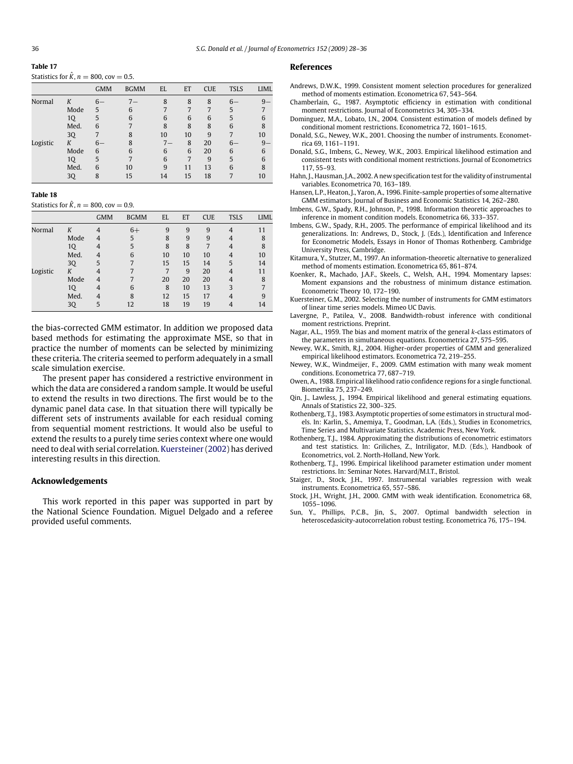**Table 17**

Statistics for $\hat{K}$, $n = 800$, cov $= 0.5$.

| | | GMM | BGMM | EL | ET | CUE | TSLS | LIML |
|---|---|---|---|---|---|---|---|---|
| Normal | $K$ | 6− | 7− | 8 | 8 | 8 | 6− | 9− |
| | Mode | 5 | 6 | 7 | 7 | 7 | 5 | 7 |
| | 1Q | 5 | 6 | 6 | 6 | 6 | 5 | 6 |
| | Med. | 6 | 7 | 8 | 8 | 8 | 6 | 8 |
| | 3Q | 7 | 8 | 10 | 10 | 9 | 7 | 10 |
| Logistic | $K$ | 6− | 8 | 7− | 8 | 20 | 6− | 9− |
| | Mode | 6 | 6 | 6 | 6 | 20 | 6 | 6 |
| | 1Q | 5 | 7 | 6 | 7 | 9 | 5 | 6 |
| | Med. | 6 | 10 | 9 | 11 | 13 | 6 | 8 |
| | 3Q | 8 | 15 | 14 | 15 | 18 | 7 | 10 |

**Table 18**

Statistics for $\hat{K}$, $n = 800$, cov $= 0.9$.

| | | GMM | BGMM | EL | ET | CUE | TSLS | LIML |
|---|---|---|---|---|---|---|---|---|
| Normal | $K$ | 4 | 6+ | 9 | 9 | 9 | 4 | 11 |
| | Mode | 4 | 5 | 8 | 9 | 9 | 4 | 8 |
| | 1Q | 4 | 5 | 8 | 8 | 7 | 4 | 8 |
| | Med. | 4 | 6 | 10 | 10 | 10 | 4 | 10 |
| | 3Q | 5 | 7 | 15 | 15 | 14 | 5 | 14 |
| Logistic | $K$ | 4 | 7 | 7 | 9 | 20 | 4 | 11 |
| | Mode | 4 | 7 | 20 | 20 | 20 | 4 | 8 |
| | 1Q | 4 | 6 | 8 | 10 | 13 | 3 | 7 |
| | Med. | 4 | 8 | 12 | 15 | 17 | 4 | 9 |
| | 3Q | 5 | 12 | 18 | 19 | 19 | 4 | 14 |

the bias-corrected GMM estimator. In addition we proposed data based methods for estimating the approximate MSE, so that in practice the number of moments can be selected by minimizing these criteria. The criteria seemed to perform adequately in a small scale simulation exercise.

The present paper has considered a restrictive environment in which the data are considered a random sample. It would be useful to extend the results in two directions. The first would be to the dynamic panel data case. In that situation there will typically be different sets of instruments available for each residual coming from sequential moment restrictions. It would also be useful to extend the results to a purely time series context where one would need to deal with serial correlation. Kuersteiner (2002) has derived interesting results in this direction.

## Acknowledgements

This work reported in this paper was supported in part by the National Science Foundation. Miguel Delgado and a referee provided useful comments.

## References

Andrews, D.W.K., 1999. Consistent moment selection procedures for generalized method of moments estimation. Econometrica 67, 543–564.

Chamberlain, G., 1987. Asymptotic efficiency in estimation with conditional moment restrictions. Journal of Econometrics 34, 305–334.

Dominguez, M.A., Lobato, I.N., 2004. Consistent estimation of models defined by conditional moment restrictions. Econometrica 72, 1601–1615.

Donald, S.G., Newey, W.K., 2001. Choosing the number of instruments. Econometrica 69, 1161–1191.

Donald, S.G., Imbens, G., Newey, W.K., 2003. Empirical likelihood estimation and consistent tests with conditional moment restrictions. Journal of Econometrics 117, 55–93.

Hahn, J., Hausman, J.A., 2002. A new specification test for the validity of instrumental variables. Econometrica 70, 163–189.

Hansen, L.P., Heaton, J., Yaron, A., 1996. Finite-sample properties of some alternative GMM estimators. Journal of Business and Economic Statistics 14, 262–280.

Imbens, G.W., Spady, R.H., Johnson, P., 1998. Information theoretic approaches to inference in moment condition models. Econometrica 66, 333–357.

Imbens, G.W., Spady, R.H., 2005. The performance of empirical likelihood and its generalizations. In: Andrews, D., Stock, J. (Eds.), Identification and Inference for Econometric Models, Essays in Honor of Thomas Rothenberg. Cambridge University Press, Cambridge.

Kitamura, Y., Stutzer, M., 1997. An information-theoretic alternative to generalized method of moments estimation. Econometrica 65, 861–874.

Koenker, R., Machado, J.A.F., Skeels, C., Welsh, A.H., 1994. Momentary lapses: Moment expansions and the robustness of minimum distance estimation. Econometric Theory 10, 172–190.

Kuersteiner, G.M., 2002. Selecting the number of instruments for GMM estimators of linear time series models. Mimeo UC Davis.

Lavergne, P., Patilea, V., 2008. Bandwidth-robust inference with conditional moment restrictions. Preprint.

Nagar, A.L., 1959. The bias and moment matrix of the general $k$-class estimators of the parameters in simultaneous equations. Econometrica 27, 575–595.

Newey, W.K., Smith, R.J., 2004. Higher-order properties of GMM and generalized empirical likelihood estimators. Econometrica 72, 219–255.

Newey, W.K., Windmeijer, F., 2009. GMM estimation with many weak moment conditions. Econometrica 77, 687–719.

Owen, A., 1988. Empirical likelihood ratio confidence regions for a single functional. Biometrika 75, 237–249.

Qin, J., Lawless, J., 1994. Empirical likelihood and general estimating equations. Annals of Statistics 22, 300–325.

Rothenberg, T.J., 1983. Asymptotic properties of some estimators in structural models. In: Karlin, S., Amemiya, T., Goodman, L.A. (Eds.), Studies in Econometrics, Time Series and Multivariate Statistics. Academic Press, New York.

Rothenberg, T.J., 1984. Approximating the distributions of econometric estimators and test statistics. In: Griliches, Z., Intriligator, M.D. (Eds.), Handbook of Econometrics, vol. 2. North-Holland, New York.

Rothenberg, T.J., 1996. Empirical likelihood parameter estimation under moment restrictions. In: Seminar Notes. Harvard/M.I.T., Bristol.

Staiger, D., Stock, J.H., 1997. Instrumental variables regression with weak instruments. Econometrica 65, 557–586.

Stock, J.H., Wright, J.H., 2000. GMM with weak identification. Econometrica 68, 1055–1096.

Sun, Y., Phillips, P.C.B., Jin, S., 2007. Optimal bandwidth selection in heteroscedasicity-autocorrelation robust testing. Econometrica 76, 175–194.